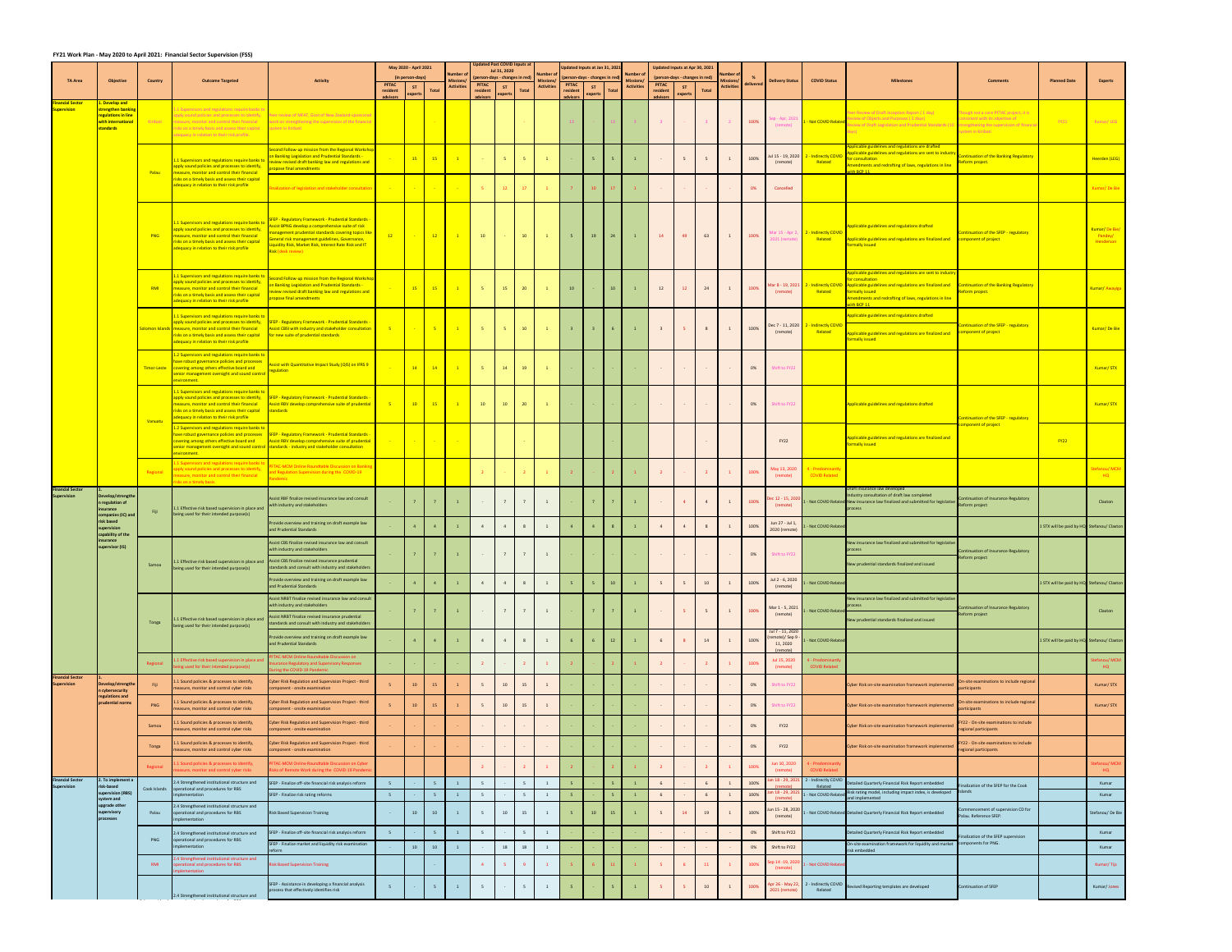# FY21 Work Plan - May 2020 to April 2021: Financial Sector Supervision (FSS)

| TA Area | Objective | Country | Outcome Targeted | Activity | May 2020 - April 2021 (in person-days) PFTAC resident advisors | ST experts | Total | Number of Missions/ Activities | Updated Post COVID Inputs at Jul 31, 2020 (person-days - changes in red) PFTAC resident advisors | ST experts | Total | Number of Missions/ Activities | Updated Inputs at Jan 31, 2021 (person-days - changes in red) PFTAC resident advisors | ST experts | Total | Number of Missions/ Activities | Updated Inputs at Apr 30, 2021 (person-days - changes in red) PFTAC resident advisors | ST experts | Total | Number of Missions/ Activities | % delivered | Delivery Status | COVID Status | Milestones | Comments | Planned Date | Experts |
|---|---|---|---|---|---|---|---|---|---|---|---|---|---|---|---|---|---|---|---|---|---|---|---|---|---|---|---|
| Financial Sector Supervision | 1. Develop and strengthen banking regulations in line with international standards | Kiribati | 1.1 Supervisors and regulators require banks to apply sound policies and processes to identify, measure, monitor and control their financial risks on a timely basis and assess their capital adequacy in relation to their risk profile | Peer review of MFAT, Govt of New Zealand-sponsored work on strengthening the supervision of the financial system in Kiribati | - | - | - | - | - | - | - | - | 13 | - | 13 | 3 | 3 | - | 3 | 2 | 100% | Sep - Apr, 2021 (remote) | 1 - Not COVID Related | Peer Review of Draft Inception Report (1 day) Review of Objects and Purposes (2 days) Review of Draft Legislation and Prudential Standards (10 days) | Though not a core PFTAC project, it is consistent with its objective of strengthening the supervision of financial system in Kiribati. | FY21 | Kumar/ LEG |
| | | Palau | 1.1 Supervisors and regulators require banks to apply sound policies and processes to identify, measure, monitor and control their financial risks on a timely basis and assess their capital adequacy in relation to their risk profile | Second Follow-up mission from the Regional Workshop on Banking Legislation and Prudential Standards - review revised draft banking law and regulations and propose final amendments | - | 15 | 15 | 1 | - | 5 | 5 | 1 | - | 5 | 5 | 1 | - | 5 | 5 | 1 | 100% | Jul 15 - 19, 2020 (remote) | 2 - Indirectly COVID Related | Applicable guidelines and regulations are drafted Applicable guidelines and regulations are sent to industry for consultation Amendments and redrafting of laws, regulations in line with BCP 11 | Continuation of the Banking Regulatory Reform project. | | Heenden (LEG) |
| | | | | Finalization of legislation and stakeholder consultation | - | - | - | - | 5 | 12 | 17 | 1 | 7 | 10 | 17 | 1 | - | - | - | - | 0% | Cancelled | | | | | Kumar/ De Bie |
| | | PNG | 1.1 Supervisors and regulators require banks to apply sound policies and processes to identify, measure, monitor and control their financial risks on a timely basis and assess their capital adequacy in relation to their risk profile | SFEP - Regulatory Framework - Prudential Standards - Assist BPNG develop a comprehensive suite of risk management prudential standards covering topics like General risk management guidelines, Governance, Liquidity Risk, Market Risk, Interest Rate Risk and IT Risk (desk review) | 12 | - | 12 | 1 | 10 | - | 10 | 1 | 5 | 19 | 24 | 1 | 14 | 49 | 63 | 1 | 100% | Mar 15 - Apr 2, 2021 (remote) | 2 - Indirectly COVID Related | Applicable guidelines and regulations drafted Applicable guidelines and regulations are finalized and formally issued | Continuation of the SFEP - regulatory component of project | | Kumar/ De Bie/ Pandey/ Henderson |
| | | RMI | 1.1 Supervisors and regulators require banks to apply sound policies and processes to identify, measure, monitor and control their financial risks on a timely basis and assess their capital adequacy in relation to their risk profile | Second Follow-up mission from the Regional Workshop on Banking Legislation and Prudential Standards - review revised draft banking law and regulations and propose final amendments | - | 15 | 15 | 1 | 5 | 15 | 20 | 1 | 10 | - | 10 | 1 | 12 | 12 | 24 | 1 | 100% | Mar 8 - 19, 2021 (remote) | 2 - Indirectly COVID Related | Applicable guidelines and regulations are sent to industry for consultation Applicable guidelines and regulations are finalized and formally issued Amendments and redrafting of laws, regulations in line with BCP 11 | Continuation of the Banking Regulatory Reform project. | | Kumar/ Awayiga |
| | | Solomon Islands | 1.1 Supervisors and regulators require banks to apply sound policies and processes to identify, measure, monitor and control their financial risks on a timely basis and assess their capital adequacy in relation to their risk profile | SFEP - Regulatory Framework - Prudential Standards - Assist CBSI with industry and stakeholder consultation for new suite of prudential standards | 5 | - | 5 | 1 | 5 | 5 | 10 | 1 | 3 | 3 | 6 | 1 | 3 | 5 | 8 | 1 | 100% | Dec 7 - 11, 2020 (remote) | 2 - Indirectly COVID Related | Applicable guidelines and regulations drafted Applicable guidelines and regulations are finalized and formally issued | Continuation of the SFEP - regulatory component of project | | Kumar/ De Bie |
| | | Timor-Leste | 1.2 Supervisors and regulators require banks to have robust governance policies and processes covering among others effective board and senior management oversight and sound control environment. | Assist with Quantitative Impact Study (QIS) on IFRS 9 regulation | - | 14 | 14 | 1 | 5 | 14 | 19 | 1 | - | - | - | - | - | - | - | - | 0% | Shift to FY22 | | | | | Kumar/ STX |
| | | Vanuatu | 1.1 Supervisors and regulators require banks to apply sound policies and processes to identify, measure, monitor and control their financial risks on a timely basis and assess their capital adequacy in relation to their risk profile | SFEP - Regulatory Framework - Prudential Standards - Assist RBV develop comprehensive suite of prudential standards | 5 | 10 | 15 | 1 | 10 | 10 | 20 | 1 | - | - | - | - | - | - | - | - | 0% | Shift to FY22 | | Applicable guidelines and regulations drafted | Continuation of the SFEP - regulatory component of project | | Kumar/ STX |
| | | | 1.2 Supervisors and regulators require banks to have robust governance policies and processes covering among others effective board and senior management oversight and sound control environment. | SFEP - Regulatory Framework - Prudential Standards - Assist RBV develop comprehensive suite of prudential standards - industry and stakeholder consultation | - | - | - | - | - | - | - | - | - | - | - | - | - | - | - | - | | FY22 | | Applicable guidelines and regulations are finalized and formally issued | | FY22 | |
| | | Regional | 1.1 Supervisors and regulators require banks to apply sound policies and processes to identify, measure, monitor and control their financial risks on a timely basis | PFTAC-MCM Online Roundtable Discussion on Banking and Regulation Supervision during the COVID-19 Pandemic | | | | | 2 | | 2 | 1 | 2 | - | 2 | 1 | 2 | - | 2 | 1 | 100% | May 13, 2020 (remote) | 4 - Predominantly COVID Related | | | | Stefanou/ MCM HQ |
| Financial Sector Supervision | 1. Develop/strengthen regulation of insurance companies (IC) and risk based supervision capability of the insurance supervisor (IS) | Fiji | 1.1 Effective risk based supervision in place and being used for their intended purpose(s) | Assist RBF finalize revised insurance law and consult with industry and stakeholders | - | 7 | 7 | 1 | - | 7 | 7 | 1 | - | 7 | 7 | 1 | - | 4 | 4 | 1 | 100% | Dec 12 - 15, 2020 (remote) | 1 - Not COVID Related | Draft insurance law developed Industry consultation of draft law completed New insurance law finalized and submitted for legislative process | Continuation of Insurance Regulatory Reform project | | Claxton |
| | | | | Provide overview and training on draft example law and Prudential Standards | - | 4 | 4 | 1 | 4 | 4 | 8 | 1 | 4 | 4 | 8 | 1 | 4 | 4 | 8 | 1 | 100% | Jun 27 - Jul 1, 2020 (remote) | 1 - Not COVID Related | | | 1 STX will be paid by HQ | Stefanou/ Claxton |
| | | Samoa | 1.1 Effective risk based supervision in place and being used for their intended purpose(s) | Assist CBS finalize revised insurance law and consult with industry and stakeholders | - | 7 | 7 | 1 | - | 7 | 7 | 1 | - | - | - | - | - | - | - | - | 0% | Shift to FY22 | | New insurance law finalized and submitted for legislative process | Continuation of Insurance Regulatory Reform project | | |
| | | | | Assist CBS finalize revised insurance prudential standards and consult with industry and stakeholders | | | | | | | | | | | | | | | | | | | | New prudential standards finalized and issued | | | |
| | | | | Provide overview and training on draft example law and Prudential Standards | - | 4 | 4 | 1 | 4 | 4 | 8 | 1 | 5 | 5 | 10 | 1 | 5 | 5 | 10 | 1 | 100% | Jul 2 - 6, 2020 (remote) | 1 - Not COVID Related | | | 1 STX will be paid by HQ | Stefanou/ Claxton |
| | | Tonga | 1.1 Effective risk based supervision in place and being used for their intended purpose(s) | Assist NRBT finalize revised insurance law and consult with industry and stakeholders | - | 7 | 7 | 1 | - | 7 | 7 | 1 | - | 7 | 7 | 1 | - | 5 | 5 | 1 | 100% | Mar 1 - 5, 2021 (remote) | 1 - Not COVID Related | New insurance law finalized and submitted for legislative process | Continuation of Insurance Regulatory Reform project | | Claxton |
| | | | | Assist NRBT finalize revised insurance prudential standards and consult with industry and stakeholders | | | | | | | | | | | | | | | | | | | | New prudential standards finalized and issued | | | |
| | | | | Provide overview and training on draft example law and Prudential Standards | - | 4 | 4 | 1 | 4 | 4 | 8 | 1 | 6 | 6 | 12 | 1 | 6 | 8 | 14 | 1 | 100% | Jul 7 - 11, 2020 (remote)/ Sep 9 - 11, 2020 (remote) | 1 - Not COVID Related | | | 1 STX will be paid by HQ | Stefanou/ Claxton |
| | | Regional | 1.1 Effective risk based supervision in place and being used for their intended purpose(s) | PFTAC-MCM Online Roundtable Discussion on Insurance Regulatory and Supervisory Responses During the COVID-19 Pandemic | - | - | - | - | 2 | - | 2 | 1 | 2 | - | 2 | 1 | 2 | - | 2 | 1 | 100% | Jul 15, 2020 (remote) | 4 - Predominantly COVID Related | | | | Stefanou/ MCM HQ |
| Financial Sector Supervision | 1. Develop/strengthen cybersecurity regulations and prudential norms | Fiji | 1.1 Sound policies & processes to identify, measure, monitor and control cyber risks | Cyber Risk Regulation and Supervision Project - third component - onsite examination | 5 | 10 | 15 | 1 | 5 | 10 | 15 | 1 | - | - | - | - | - | - | - | - | 0% | Shift to FY22 | | Cyber Risk on-site examination framework implemented | On-site examinations to include regional participants | | Kumar/ STX |
| | | PNG | 1.1 Sound policies & processes to identify, measure, monitor and control cyber risks | Cyber Risk Regulation and Supervision Project - third component - onsite examination | 5 | 10 | 15 | 1 | 5 | 10 | 15 | 1 | - | - | - | - | - | - | - | - | 0% | Shift to FY22 | | Cyber Risk on-site examination framework implemented | On-site examinations to include regional participants | | Kumar/ STX |
| | | Samoa | 1.1 Sound policies & processes to identify, measure, monitor and control cyber risks | Cyber Risk Regulation and Supervision Project - third component - onsite examination | - | - | - | - | - | - | - | - | - | - | - | - | - | - | - | - | 0% | FY22 | | Cyber Risk on-site examination framework implemented | FY22 - On-site examinations to include regional participants | | |
| | | Tonga | 1.1 Sound policies & processes to identify, measure, monitor and control cyber risks | Cyber Risk Regulation and Supervision Project - third component - onsite examination | - | - | - | - | - | - | - | - | - | - | - | - | - | - | - | - | 0% | FY22 | | Cyber Risk on-site examination framework implemented | FY22 - On-site examinations to include regional participants | | |
| | | Regional | 1.1 Sound policies & processes to identify, measure, monitor and control cyber risks | PFTAC-MCM Online Roundtable Discussion on Cyber Risks of Remote Work during the COVID-19 Pandemic | | | | | 2 | - | 2 | 1 | 2 | - | 2 | 1 | 2 | - | 2 | 1 | 100% | Jan 10, 2020 (remote) | 4 - Predominantly COVID Related | | | | Stefanou/ MCM HQ |
| Financial Sector Supervision | 2. To implement a risk-based supervision (RBS) system and upgrade other supervisory processes | Cook Islands | 2.4 Strengthened institutional structure and operational and procedures for RBS implementation | SFEP - Finalize off-site financial risk analysis reform | 5 | - | 5 | 1 | 5 | - | 5 | 1 | 5 | - | 5 | 1 | 6 | - | 6 | 1 | 100% | Jan 18 - 29, 2021 (remote) | 2 - Indirectly COVID Related | Detailed Quarterly Financial Risk Report embedded | Finalization of the SFEP for the Cook Islands | | Kumar |
| | | | | SFEP - Finalize risk rating reforms | 5 | - | 5 | 1 | 5 | - | 5 | 1 | 5 | - | 5 | 1 | 6 | - | 6 | 1 | 100% | Jan 18 - 29, 2021 (remote) | 1 - Not COVID Related | Risk rating model, including impact index, is developed and implemented | | | Kumar |
| | | Palau | 2.4 Strengthened institutional structure and operational and procedures for RBS implementation | Risk Based Supervision Training | - | 10 | 10 | 1 | 5 | 10 | 15 | 1 | 5 | 10 | 15 | 1 | 5 | 14 | 19 | 1 | 100% | Jun 15 - 28, 2020 (remote) | 1 - Not COVID Related | Detailed Quarterly Financial Risk Report embedded | Commencement of supervision CD for Palau. Reference SFEP. | | Stefanou/ De Bie |
| | | PNG | 2.4 Strengthened institutional structure and operational and procedures for RBS implementation | SFEP - Finalize off-site financial risk analysis reform | 5 | - | 5 | 1 | 5 | - | 5 | 1 | - | - | - | - | - | - | - | - | 0% | Shift to FY22 | | Detailed Quarterly Financial Risk Report embedded | Finalization of the SFEP supervision components for PNG. | | Kumar |
| | | | | SFEP - Finalize market and liquidity risk examination reform | - | 10 | 10 | 1 | - | 18 | 18 | 1 | - | - | - | - | - | - | - | - | 0% | Shift to FY22 | | On-site examination framework for liquidity and market risk embedded | | | Kumar |
| | | RMI | 2.4 Strengthened institutional structure and operational and procedures for RBS implementation | Risk Based Supervision Training | | | - | | 4 | 5 | 9 | 1 | 5 | 6 | 11 | 1 | 5 | 6 | 11 | 1 | 100% | Sep 14 - 19, 2020 (remote) | 1 - Not COVID Related | | | | Kumar/ Tija |
| | | | 2.4 Strengthened institutional structure and | SFEP - Assistance in developing a financial analysis process that effectively identifies risk | 5 | - | 5 | 1 | 5 | - | 5 | 1 | 5 | - | 5 | 1 | 5 | 5 | 10 | 1 | 100% | Apr 26 - May 22, 2021 (remote) | 2 - Indirectly COVID Related | Revised Reporting templates are developed | Continuation of SFEP | | Kumar/ Jones |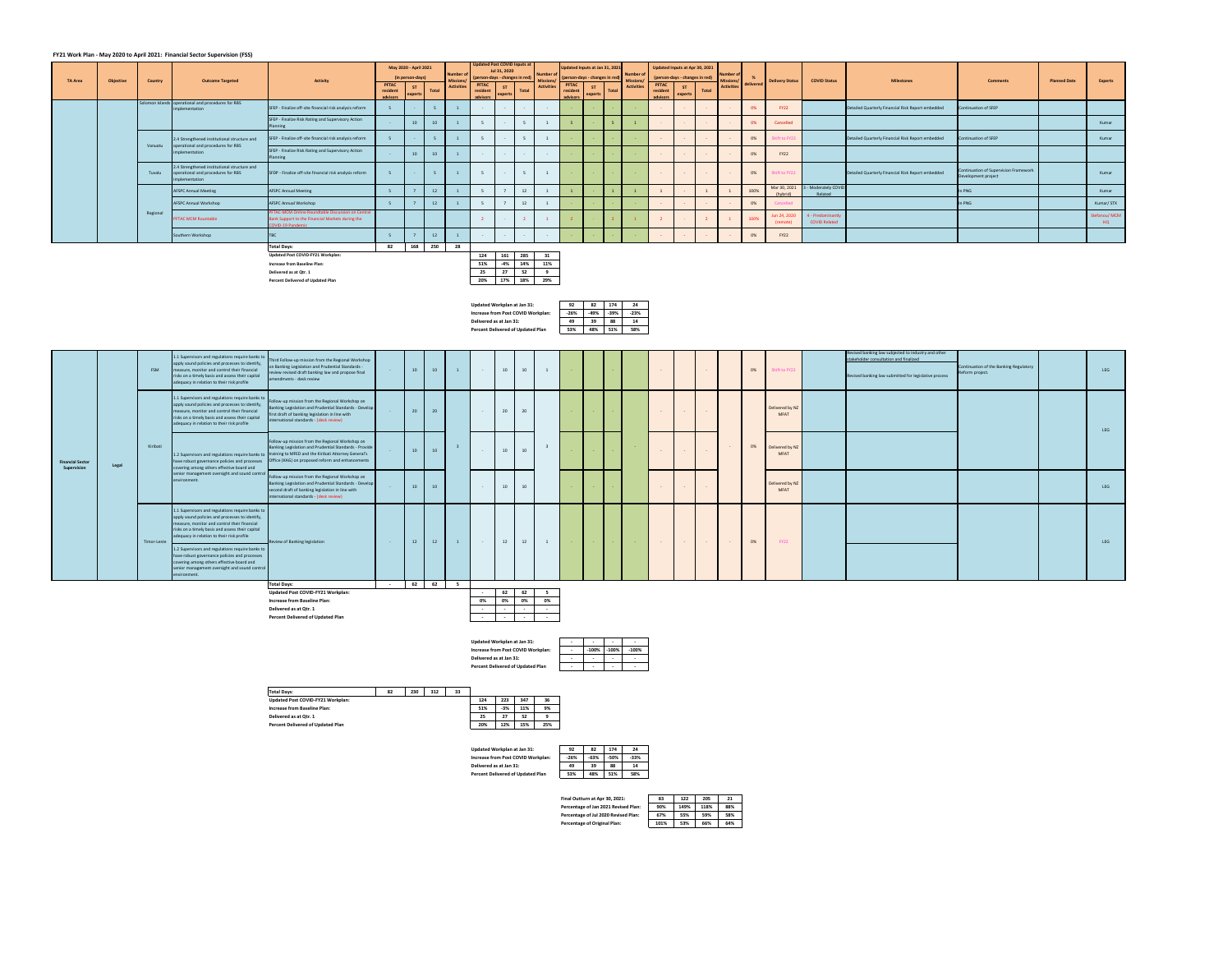# FY21 Work Plan - May 2020 to April 2021: Financial Sector Supervision (FSS)

| TA Area | Objective | Country | Outcome Targeted | Activity | May 2020 - April 2021 (in person-days) | | | Number of Missions/ Activities | Updated Post COVID Inputs at Jul 31, 2020 (person-days - changes in red) | | | Number of Missions/ Activities | Updated Inputs at Jan 31, 2021 (person-days - changes in red) | | | Number of Missions/ Activities | Updated Inputs at Apr 30, 2021 (person-days - changes in red) | | | Number of Missions/ Activities | % delivered | Delivery Status | COVID Status | Milestones | Comments | Planned Date | Experts |
|---|---|---|---|---|---|---|---|---|---|---|---|---|---|---|---|---|---|---|---|---|---|---|---|---|---|---|---|
| | | | | | PFTAC resident advisors | ST experts | Total | | PFTAC resident advisors | ST experts | Total | | PFTAC resident advisors | ST experts | Total | | PFTAC resident advisors | ST experts | Total | | | | | | | | |
| | | Solomon Islands | operational and procedures for RBS implementation | SFEP - Finalize off-site financial risk analysis reform | 5 | - | 5 | 1 | - | - | - | - | - | - | - | - | - | - | - | - | 0% | FY22 | | Detailed Quarterly Financial Risk Report embedded | Continuation of SFEP | | |
| | | | | SFEP - Finalize Risk Rating and Supervisory Action Planning | - | 10 | 10 | 1 | 5 | - | 5 | 1 | 5 | - | 5 | 1 | - | - | - | - | 0% | Cancelled | | | | | Kumar |
| | | Vanuatu | 2.4 Strengthened institutional structure and operational and procedures for RBS implementation | SFEP - Finalize off-site financial risk analysis reform | 5 | - | 5 | 1 | 5 | - | 5 | 1 | - | - | - | - | - | - | - | - | 0% | Shift to FY22 | | Detailed Quarterly Financial Risk Report embedded | Continuation of SFEP | | Kumar |
| | | | | SFEP - Finalize Risk Rating and Supervisory Action Planning | - | 10 | 10 | 1 | - | - | - | - | - | - | - | - | - | - | - | - | 0% | FY22 | | | | | |
| | | Tuvalu | 2.4 Strengthened institutional structure and operational and procedures for RBS implementation | SFDP - Finalize off-site financial risk analysis reform | 5 | - | 5 | 1 | 5 | - | 5 | 1 | - | - | - | - | - | - | - | - | 0% | Shift to FY22 | | Detailed Quarterly Financial Risk Report embedded | Continuation of Supervision Framework Development project | | Kumar |
| | | Regional | AFSPC Annual Meeting | AFSPC Annual Meeting | 5 | 7 | 12 | 1 | 5 | 7 | 12 | 1 | 1 | - | 1 | 1 | 1 | - | 1 | 1 | 100% | Mar 30, 2021 (Hybrid) | 3 - Moderately COVID Related | | In PNG | | Kumar |
| | | | AFSPC Annual Workshop | AFSPC Annual Workshop | 5 | 7 | 12 | 1 | 5 | 7 | 12 | 1 | - | - | - | - | - | - | - | - | 0% | Cancelled | | | In PNG | | Kumar/ STX |
| | | | PFTAC MCM Rountable | PFTAC-MCM Online Roundtable Discussion on Central Bank Support to the Financial Markets during the COVID-19 Pandemic | | | | | 2 | | 2 | 1 | 2 | - | 2 | 1 | 2 | - | 2 | 1 | 100% | Jun 24, 2020 (remote) | 4 - Predominantly COVID Related | | | | Stefanou/ MCM HQ |
| | | | Southern Workshop | TBC | 5 | 7 | 12 | 1 | - | - | - | - | - | - | - | - | - | - | - | - | 0% | FY22 | | | | | |
| | | | | **Total Days:** | 82 | 168 | 250 | 28 | | | | | | | | | | | | | | | | | | | |

| | | | | |
|---|---|---|---|---|
| **Updated Post COVID-FY21 Workplan:** | 124 | 161 | 285 | 31 |
| **Increase from Baseline Plan:** | 51% | -4% | 14% | 11% |
| **Delivered as at Qtr. 1** | 25 | 27 | 52 | 9 |
| **Percent Delivered of Updated Plan** | 20% | 17% | 18% | 29% |

| | | | | |
|---|---|---|---|---|
| **Updated Workplan at Jan 31:** | 92 | 82 | 174 | 24 |
| **Increase from Post COVID Workplan:** | -26% | -49% | -39% | -23% |
| **Delivered as at Jan 31:** | 49 | 39 | 88 | 14 |
| **Percent Delivered of Updated Plan** | 53% | 48% | 51% | 58% |

| TA Area | Objective | Country | Outcome Targeted | Activity | PFTAC resident advisors | ST experts | Total | Number of Missions/ Activities | PFTAC resident advisors | ST experts | Total | Number of Missions/ Activities | PFTAC resident advisors | ST experts | Total | Number of Missions/ Activities | PFTAC resident advisors | ST experts | Total | Number of Missions/ Activities | % delivered | Delivery Status | COVID Status | Milestones | Comments | Planned Date | Experts |
|---|---|---|---|---|---|---|---|---|---|---|---|---|---|---|---|---|---|---|---|---|---|---|---|---|---|---|---|
| Financial Sector Supervision | Legal | FSM | 1.1. Supervisors and regulations require banks to apply sound policies and processes to identify, measure, monitor and control their financial risks on a timely basis and assess their capital adequacy in relation to their risk profile | Third Follow-up mission from the Regional Workshop on Banking Legislation and Prudential Standards - review revised draft banking law and propose final amendments - desk review | - | 10 | 10 | 1 | - | 10 | 10 | 1 | - | | - | | - | | - | | 0% | Shift to FY22 | | Revised banking law subjected to industry and other stakeholder consultation and finalized; Revised banking law submitted for legislative process | Continuation of the Banking Regulatory Reform project. | | LEG |
| | | Kiribati | 1.1. Supervisors and regulations require banks to apply sound policies and processes to identify, measure, monitor and control their financial risks on a timely basis and assess their capital adequacy in relation to their risk profile | Follow-up mission from the Regional Workshop on Banking Legislation and Prudential Standards - Develop first draft of banking legislation in line with international standards - (desk review) | - | 20 | 20 | 3 | - | 20 | 20 | 3 | - | - | - | - | - | - | - | - | 0% | Delivered by NZ MFAT | | | | | LEG |
| | | | 1.2 Supervisors and regulations require banks to have robust governance policies and processes covering among others effective board and senior management oversight and sound control environment. | Follow-up mission from the Regional Workshop on Banking Legislation and Prudential Standards - Provide training to MFED and the Kiribati Attorney General's Office (KAG) on proposed reform and enhancements | - | 10 | 10 | | - | 10 | 10 | | - | - | - | | - | - | - | | | Delivered by NZ MFAT | | | | | |
| | | | | Follow-up mission from the Regional Workshop on Banking Legislation and Prudential Standards - Develop second draft of banking legislation in line with international standards - (desk review) | - | 10 | 10 | | - | 10 | 10 | | - | - | - | | - | - | - | | | Delivered by NZ MFAT | | | | | LEG |
| | | Timor-Leste | 1.1. Supervisors and regulations require banks to apply sound policies and processes to identify, measure, monitor and control their financial risks on a timely basis and assess their capital adequacy in relation to their risk profile; 1.2 Supervisors and regulations require banks to have robust governance policies and processes covering among others effective board and senior management oversight and sound control environment. | Review of Banking legislation | - | 12 | 12 | 1 | - | 12 | 12 | 1 | - | - | - | - | - | - | - | - | 0% | FY22 | | | | | LEG |
| | | | | **Total Days:** | - | 62 | 62 | 5 | | | | | | | | | | | | | | | | | | | |

| | | | | |
|---|---|---|---|---|
| **Updated Post COVID-FY21 Workplan:** | - | 62 | 62 | 5 |
| **Increase from Baseline Plan:** | 0% | 0% | 0% | 0% |
| **Delivered as at Qtr. 1** | - | - | - | - |
| **Percent Delivered of Updated Plan** | - | - | - | - |

| | | | | |
|---|---|---|---|---|
| **Updated Workplan at Jan 31:** | - | - | - | - |
| **Increase from Post COVID Workplan:** | - | -100% | -100% | -100% |
| **Delivered as at Jan 31:** | - | - | - | - |
| **Percent Delivered of Updated Plan** | - | - | - | - |

| | | | | |
|---|---|---|---|---|
| **Total Days:** | 82 | 230 | 312 | 33 |
| **Updated Post COVID-FY21 Workplan:** | 124 | 223 | 347 | 36 |
| **Increase from Baseline Plan:** | 51% | -3% | 11% | 9% |
| **Delivered as at Qtr. 1** | 25 | 27 | 52 | 9 |
| **Percent Delivered of Updated Plan** | 20% | 12% | 15% | 25% |

| | | | | |
|---|---|---|---|---|
| **Updated Workplan at Jan 31:** | 92 | 82 | 174 | 24 |
| **Increase from Post COVID Workplan:** | -26% | -63% | -50% | -33% |
| **Delivered as at Jan 31:** | 49 | 39 | 88 | 14 |
| **Percent Delivered of Updated Plan** | 53% | 48% | 51% | 58% |

| | | | | |
|---|---|---|---|---|
| **Final Outturn at Apr 30, 2021:** | 83 | 122 | 205 | 21 |
| **Percentage of Jan 2021 Revised Plan:** | 90% | 149% | 118% | 88% |
| **Percentage of Jul 2020 Revised Plan:** | 67% | 55% | 59% | 58% |
| **Percentage of Original Plan:** | 101% | 53% | 66% | 64% |